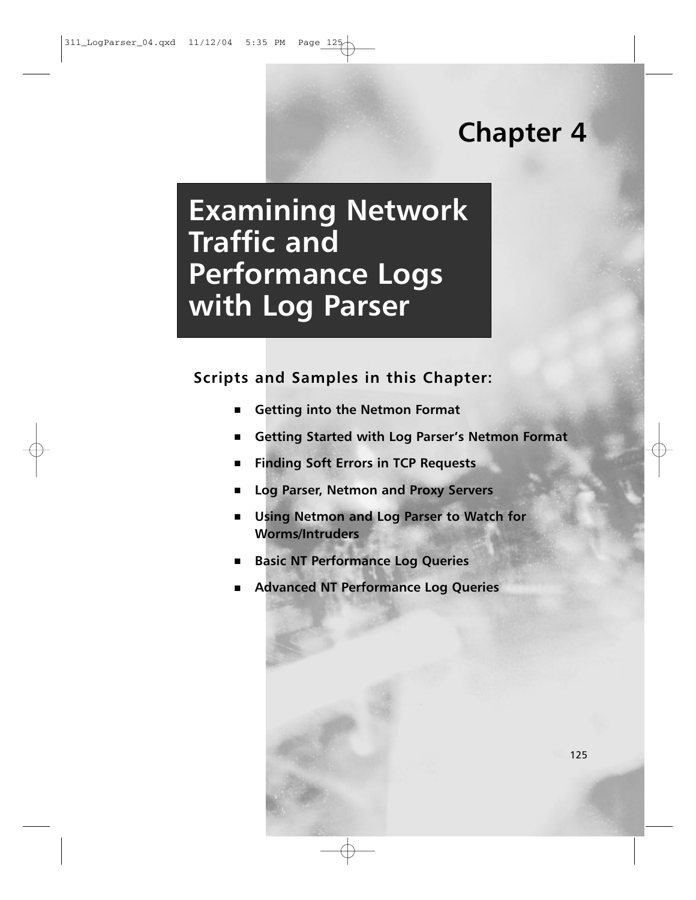# Chapter 4

# Examining Network Traffic and Performance Logs with Log Parser

## Scripts and Samples in this Chapter:

- **Getting into the Netmon Format**
- **Getting Started with Log Parser's Netmon Format**
- **Finding Soft Errors in TCP Requests**
- **Log Parser, Netmon and Proxy Servers**
- **Using Netmon and Log Parser to Watch for Worms/Intruders**
- **Basic NT Performance Log Queries**
- **Advanced NT Performance Log Queries**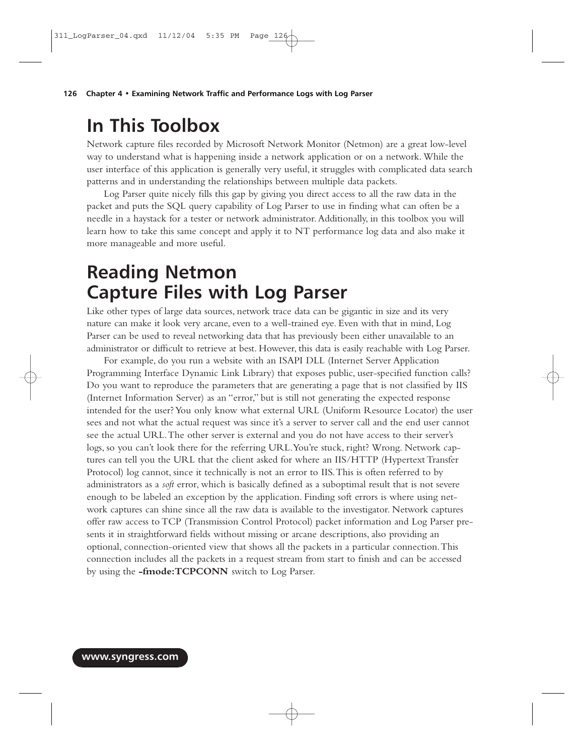# In This Toolbox

Network capture files recorded by Microsoft Network Monitor (Netmon) are a great low-level way to understand what is happening inside a network application or on a network. While the user interface of this application is generally very useful, it struggles with complicated data search patterns and in understanding the relationships between multiple data packets.

Log Parser quite nicely fills this gap by giving you direct access to all the raw data in the packet and puts the SQL query capability of Log Parser to use in finding what can often be a needle in a haystack for a tester or network administrator. Additionally, in this toolbox you will learn how to take this same concept and apply it to NT performance log data and also make it more manageable and more useful.

# Reading Netmon Capture Files with Log Parser

Like other types of large data sources, network trace data can be gigantic in size and its very nature can make it look very arcane, even to a well-trained eye. Even with that in mind, Log Parser can be used to reveal networking data that has previously been either unavailable to an administrator or difficult to retrieve at best. However, this data is easily reachable with Log Parser.

For example, do you run a website with an ISAPI DLL (Internet Server Application Programming Interface Dynamic Link Library) that exposes public, user-specified function calls? Do you want to reproduce the parameters that are generating a page that is not classified by IIS (Internet Information Server) as an "error," but is still not generating the expected response intended for the user? You only know what external URL (Uniform Resource Locator) the user sees and not what the actual request was since it's a server to server call and the end user cannot see the actual URL. The other server is external and you do not have access to their server's logs, so you can't look there for the referring URL. You're stuck, right? Wrong. Network captures can tell you the URL that the client asked for where an IIS/HTTP (Hypertext Transfer Protocol) log cannot, since it technically is not an error to IIS. This is often referred to by administrators as a *soft* error, which is basically defined as a suboptimal result that is not severe enough to be labeled an exception by the application. Finding soft errors is where using network captures can shine since all the raw data is available to the investigator. Network captures offer raw access to TCP (Transmission Control Protocol) packet information and Log Parser presents it in straightforward fields without missing or arcane descriptions, also providing an optional, connection-oriented view that shows all the packets in a particular connection. This connection includes all the packets in a request stream from start to finish and can be accessed by using the **-fmode:TCPCONN** switch to Log Parser.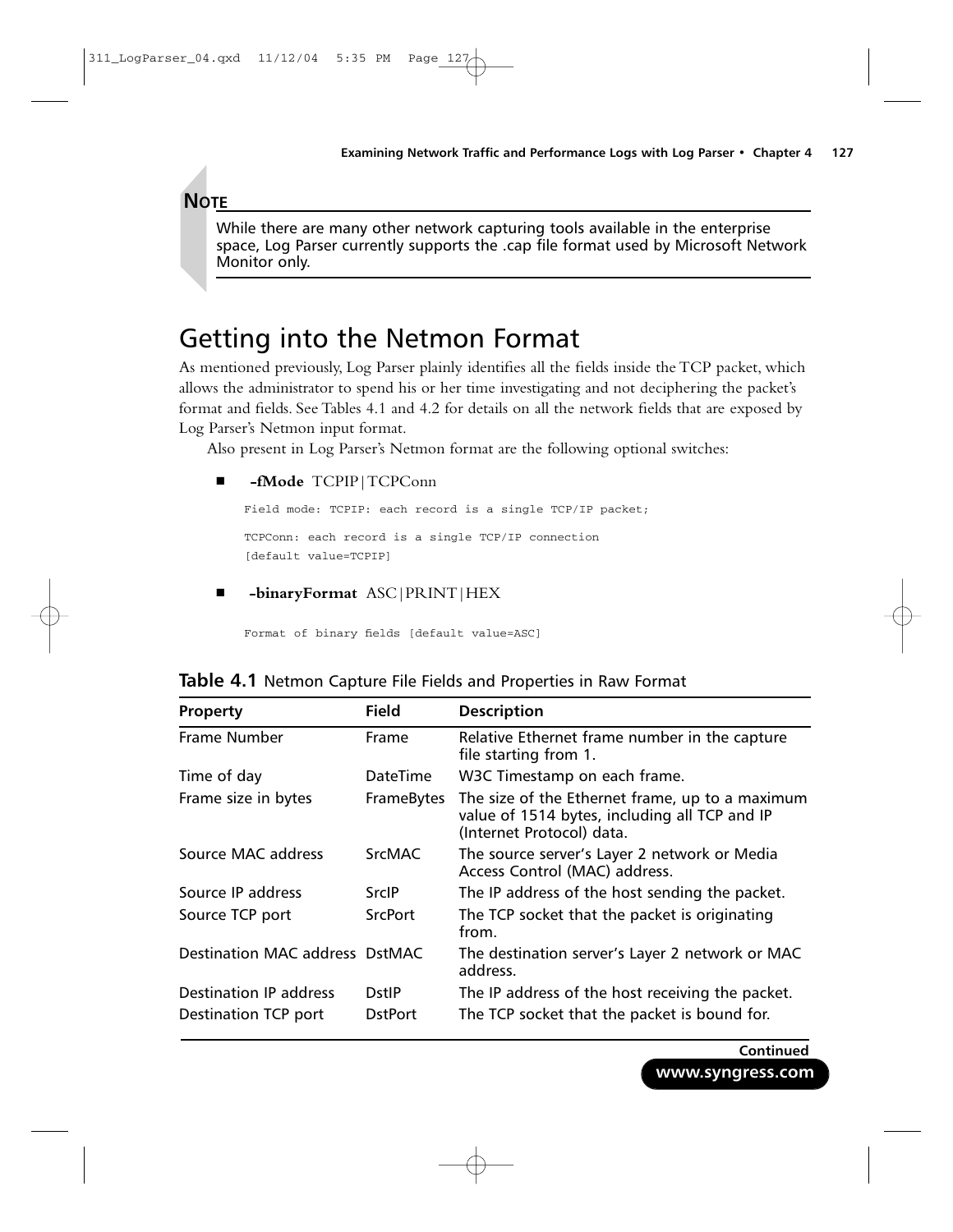**NOTE**

While there are many other network capturing tools available in the enterprise space, Log Parser currently supports the .cap file format used by Microsoft Network Monitor only.

# Getting into the Netmon Format

As mentioned previously, Log Parser plainly identifies all the fields inside the TCP packet, which allows the administrator to spend his or her time investigating and not deciphering the packet's format and fields. See Tables 4.1 and 4.2 for details on all the network fields that are exposed by Log Parser's Netmon input format.

Also present in Log Parser's Netmon format are the following optional switches:

- **-fMode** TCPIP|TCPConn

  ```
  Field mode: TCPIP: each record is a single TCP/IP packet;
  TCPConn: each record is a single TCP/IP connection
  [default value=TCPIP]
  ```

- **-binaryFormat** ASC|PRINT|HEX

  ```
  Format of binary fields [default value=ASC]
  ```

**Table 4.1** Netmon Capture File Fields and Properties in Raw Format

| Property | Field | Description |
|---|---|---|
| Frame Number | Frame | Relative Ethernet frame number in the capture file starting from 1. |
| Time of day | DateTime | W3C Timestamp on each frame. |
| Frame size in bytes | FrameBytes | The size of the Ethernet frame, up to a maximum value of 1514 bytes, including all TCP and IP (Internet Protocol) data. |
| Source MAC address | SrcMAC | The source server's Layer 2 network or Media Access Control (MAC) address. |
| Source IP address | SrcIP | The IP address of the host sending the packet. |
| Source TCP port | SrcPort | The TCP socket that the packet is originating from. |
| Destination MAC address | DstMAC | The destination server's Layer 2 network or MAC address. |
| Destination IP address | DstIP | The IP address of the host receiving the packet. |
| Destination TCP port | DstPort | The TCP socket that the packet is bound for. |

**Continued**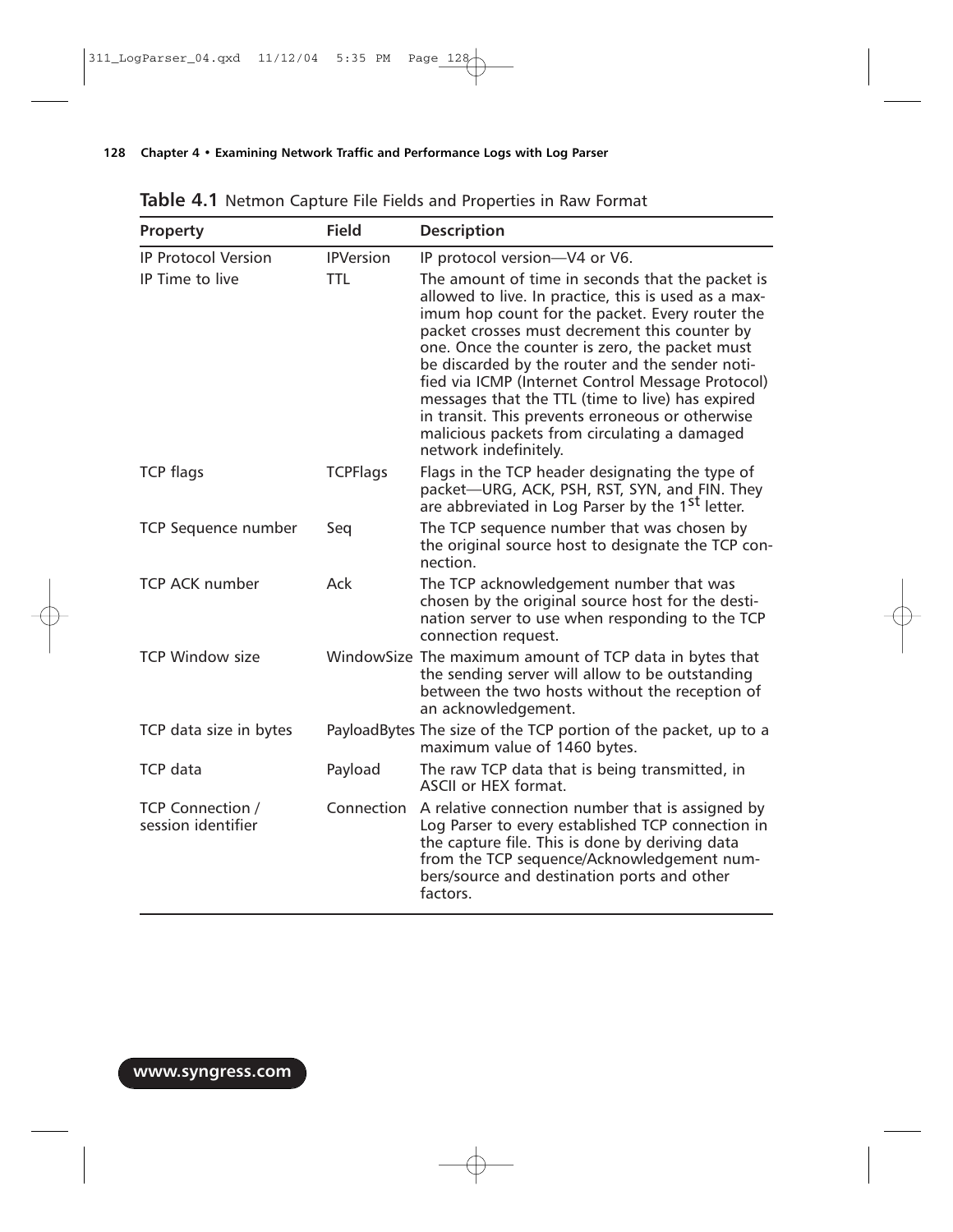**Table 4.1** Netmon Capture File Fields and Properties in Raw Format

| Property | Field | Description |
|---|---|---|
| IP Protocol Version | IPVersion | IP protocol version—V4 or V6. |
| IP Time to live | TTL | The amount of time in seconds that the packet is allowed to live. In practice, this is used as a maximum hop count for the packet. Every router the packet crosses must decrement this counter by one. Once the counter is zero, the packet must be discarded by the router and the sender notified via ICMP (Internet Control Message Protocol) messages that the TTL (time to live) has expired in transit. This prevents erroneous or otherwise malicious packets from circulating a damaged network indefinitely. |
| TCP flags | TCPFlags | Flags in the TCP header designating the type of packet—URG, ACK, PSH, RST, SYN, and FIN. They are abbreviated in Log Parser by the 1st letter. |
| TCP Sequence number | Seq | The TCP sequence number that was chosen by the original source host to designate the TCP connection. |
| TCP ACK number | Ack | The TCP acknowledgement number that was chosen by the original source host for the destination server to use when responding to the TCP connection request. |
| TCP Window size | WindowSize | The maximum amount of TCP data in bytes that the sending server will allow to be outstanding between the two hosts without the reception of an acknowledgement. |
| TCP data size in bytes | PayloadBytes | The size of the TCP portion of the packet, up to a maximum value of 1460 bytes. |
| TCP data | Payload | The raw TCP data that is being transmitted, in ASCII or HEX format. |
| TCP Connection / session identifier | Connection | A relative connection number that is assigned by Log Parser to every established TCP connection in the capture file. This is done by deriving data from the TCP sequence/Acknowledgement numbers/source and destination ports and other factors. |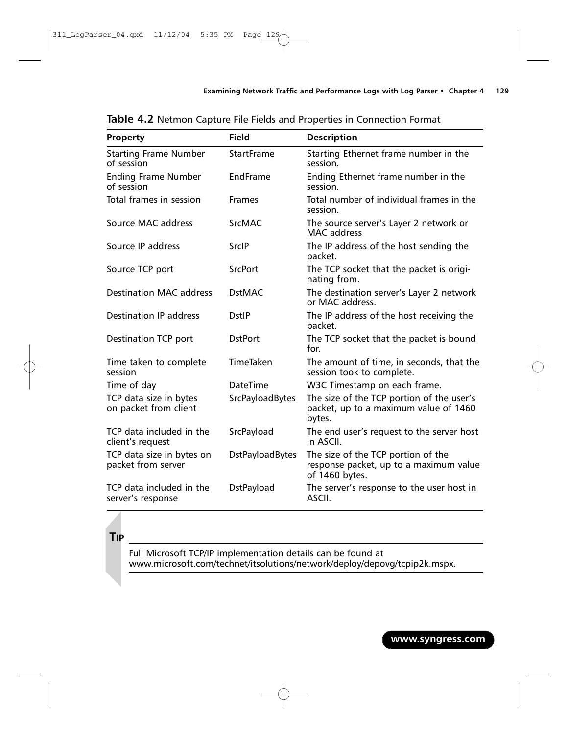**Table 4.2** Netmon Capture File Fields and Properties in Connection Format

| Property | Field | Description |
|---|---|---|
| Starting Frame Number of session | StartFrame | Starting Ethernet frame number in the session. |
| Ending Frame Number of session | EndFrame | Ending Ethernet frame number in the session. |
| Total frames in session | Frames | Total number of individual frames in the session. |
| Source MAC address | SrcMAC | The source server's Layer 2 network or MAC address |
| Source IP address | SrcIP | The IP address of the host sending the packet. |
| Source TCP port | SrcPort | The TCP socket that the packet is originating from. |
| Destination MAC address | DstMAC | The destination server's Layer 2 network or MAC address. |
| Destination IP address | DstIP | The IP address of the host receiving the packet. |
| Destination TCP port | DstPort | The TCP socket that the packet is bound for. |
| Time taken to complete session | TimeTaken | The amount of time, in seconds, that the session took to complete. |
| Time of day | DateTime | W3C Timestamp on each frame. |
| TCP data size in bytes on packet from client | SrcPayloadBytes | The size of the TCP portion of the user's packet, up to a maximum value of 1460 bytes. |
| TCP data included in the client's request | SrcPayload | The end user's request to the server host in ASCII. |
| TCP data size in bytes on packet from server | DstPayloadBytes | The size of the TCP portion of the response packet, up to a maximum value of 1460 bytes. |
| TCP data included in the server's response | DstPayload | The server's response to the user host in ASCII. |

**TIP**

Full Microsoft TCP/IP implementation details can be found at www.microsoft.com/technet/itsolutions/network/deploy/depovg/tcpip2k.mspx.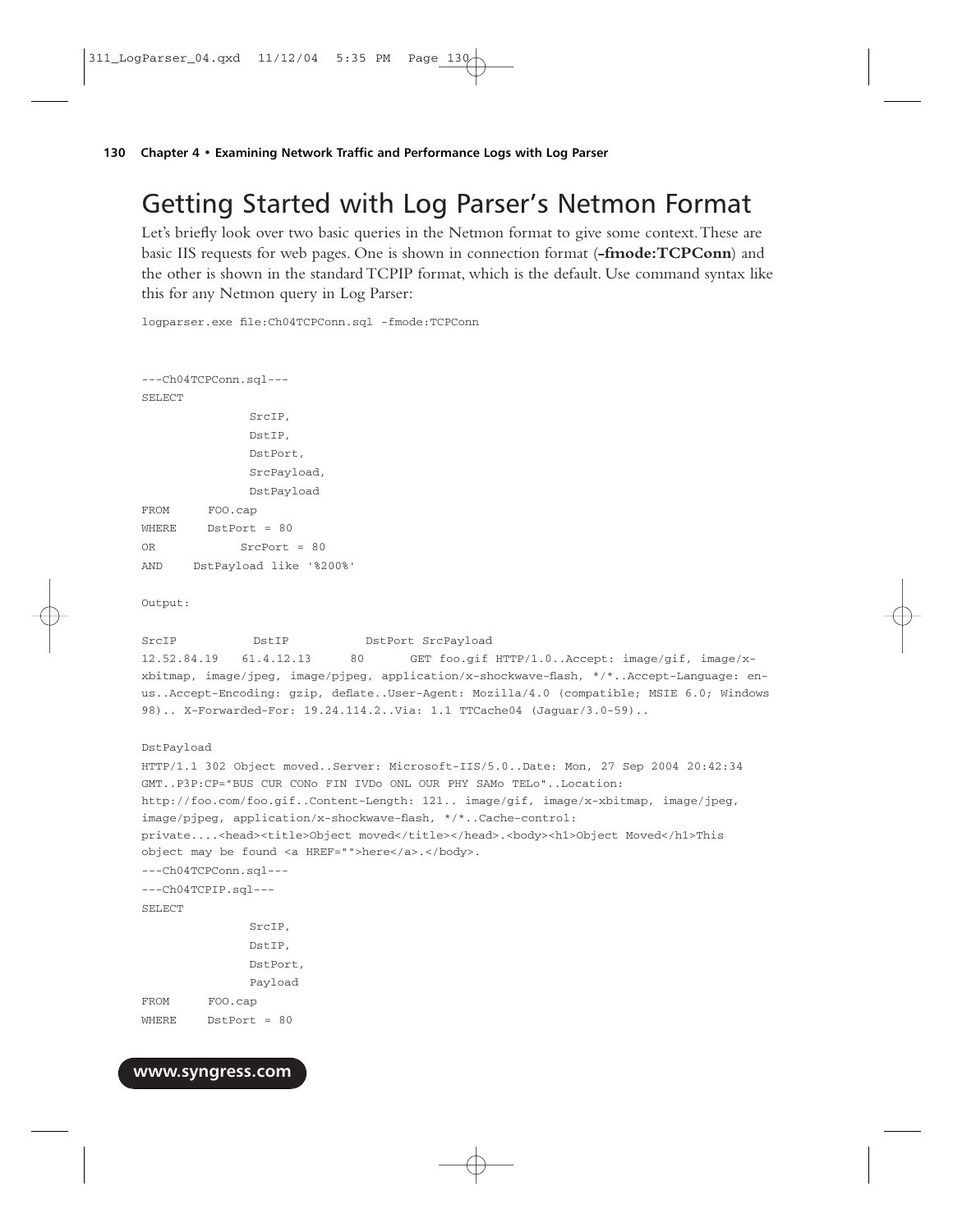# Getting Started with Log Parser's Netmon Format

Let's briefly look over two basic queries in the Netmon format to give some context. These are basic IIS requests for web pages. One is shown in connection format (**-fmode:TCPConn**) and the other is shown in the standard TCPIP format, which is the default. Use command syntax like this for any Netmon query in Log Parser:

```
logparser.exe file:Ch04TCPConn.sql -fmode:TCPConn
```

```
---Ch04TCPConn.sql---
SELECT
            SrcIP,
            DstIP,
            DstPort,
            SrcPayload,
            DstPayload
FROM     FOO.cap
WHERE    DstPort = 80
OR            SrcPort = 80
AND    DstPayload like '%200%'

Output:

SrcIP           DstIP           DstPort SrcPayload
12.52.84.19   61.4.12.13      80       GET foo.gif HTTP/1.0..Accept: image/gif, image/x-
xbitmap, image/jpeg, image/pjpeg, application/x-shockwave-flash, */*..Accept-Language: en-
us..Accept-Encoding: gzip, deflate..User-Agent: Mozilla/4.0 (compatible; MSIE 6.0; Windows
98).. X-Forwarded-For: 19.24.114.2..Via: 1.1 TTCache04 (Jaguar/3.0-59)..

DstPayload
HTTP/1.1 302 Object moved..Server: Microsoft-IIS/5.0..Date: Mon, 27 Sep 2004 20:42:34
GMT..P3P:CP="BUS CUR CONo FIN IVDo ONL OUR PHY SAMo TELo"..Location:
http://foo.com/foo.gif..Content-Length: 121.. image/gif, image/x-xbitmap, image/jpeg,
image/pjpeg, application/x-shockwave-flash, */*..Cache-control:
private....<head><title>Object moved</title></head>.<body><h1>Object Moved</h1>This
object may be found <a HREF="">here</a>.</body>.
---Ch04TCPConn.sql---
```

```
---Ch04TCPIP.sql---
SELECT
            SrcIP,
            DstIP,
            DstPort,
            Payload
FROM     FOO.cap
WHERE    DstPort = 80
```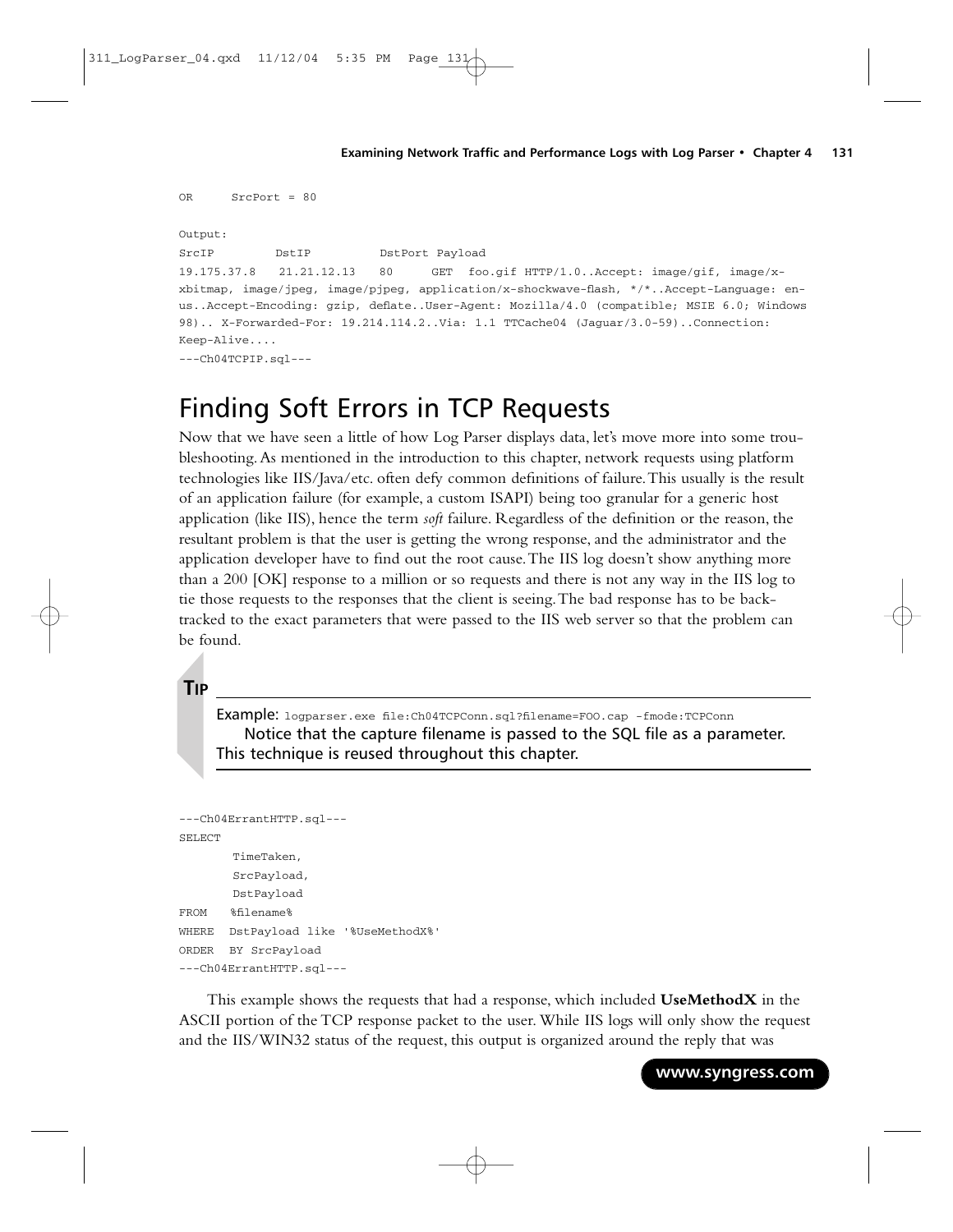```
OR      SrcPort = 80

Output:
SrcIP         DstIP          DstPort Payload
19.175.37.8   21.21.12.13   80      GET  foo.gif HTTP/1.0..Accept: image/gif, image/x-
xbitmap, image/jpeg, image/pjpeg, application/x-shockwave-flash, */*..Accept-Language: en-
us..Accept-Encoding: gzip, deflate..User-Agent: Mozilla/4.0 (compatible; MSIE 6.0; Windows
98).. X-Forwarded-For: 19.214.114.2..Via: 1.1 TTCache04 (Jaguar/3.0-59)..Connection:
Keep-Alive....
---Ch04TCPIP.sql---
```

# Finding Soft Errors in TCP Requests

Now that we have seen a little of how Log Parser displays data, let's move more into some troubleshooting. As mentioned in the introduction to this chapter, network requests using platform technologies like IIS/Java/etc. often defy common definitions of failure. This usually is the result of an application failure (for example, a custom ISAPI) being too granular for a generic host application (like IIS), hence the term *soft* failure. Regardless of the definition or the reason, the resultant problem is that the user is getting the wrong response, and the administrator and the application developer have to find out the root cause. The IIS log doesn't show anything more than a 200 [OK] response to a million or so requests and there is not any way in the IIS log to tie those requests to the responses that the client is seeing. The bad response has to be backtracked to the exact parameters that were passed to the IIS web server so that the problem can be found.

**TIP**

Example: `logparser.exe file:Ch04TCPConn.sql?filename=FOO.cap -fmode:TCPConn`

Notice that the capture filename is passed to the SQL file as a parameter. This technique is reused throughout this chapter.

```
---Ch04ErrantHTTP.sql---
SELECT
       TimeTaken,
       SrcPayload,
       DstPayload
FROM   %filename%
WHERE  DstPayload like '%UseMethodX%'
ORDER  BY SrcPayload
---Ch04ErrantHTTP.sql---
```

This example shows the requests that had a response, which included **UseMethodX** in the ASCII portion of the TCP response packet to the user. While IIS logs will only show the request and the IIS/WIN32 status of the request, this output is organized around the reply that was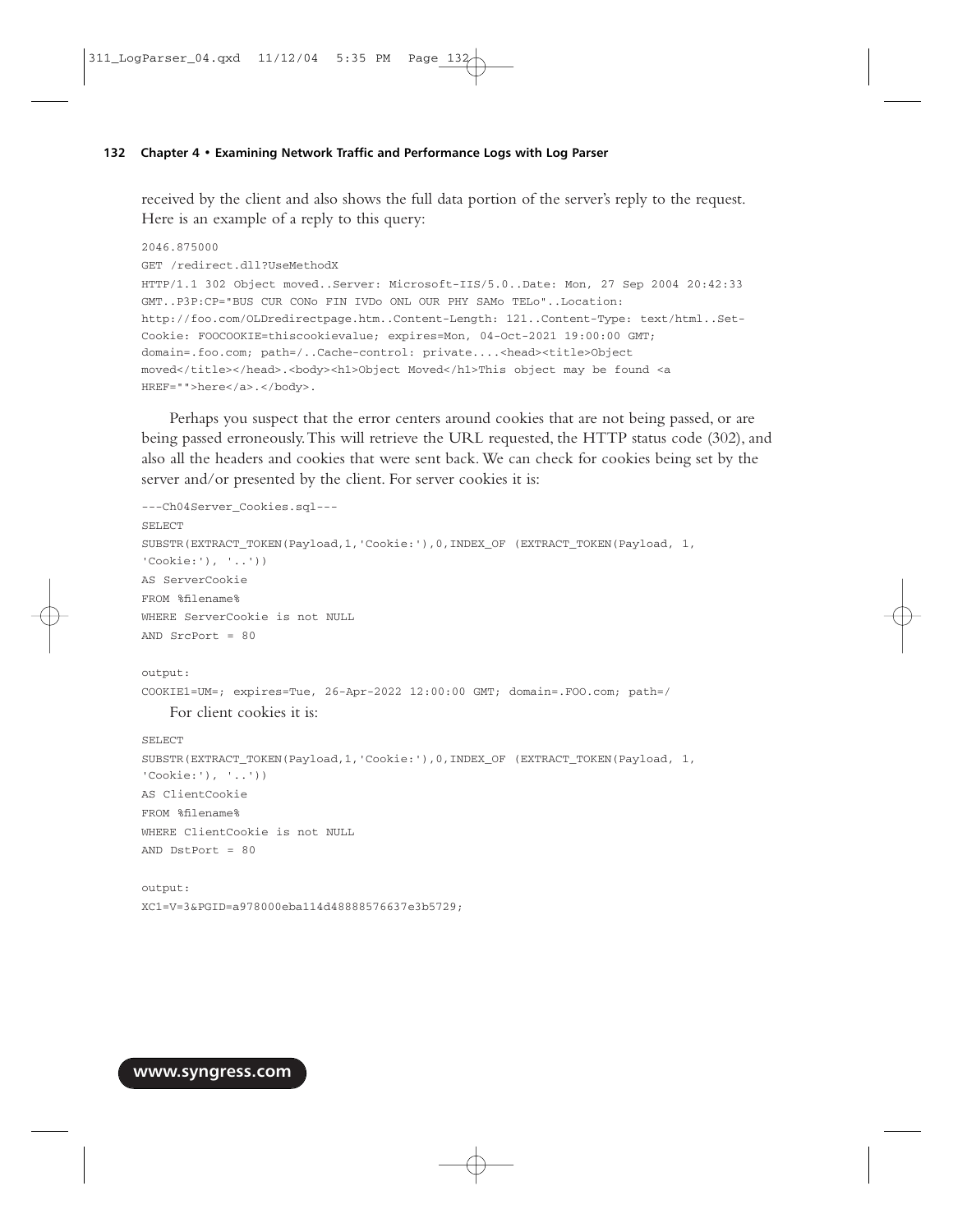received by the client and also shows the full data portion of the server's reply to the request. Here is an example of a reply to this query:

```
2046.875000
GET /redirect.dll?UseMethodX
HTTP/1.1 302 Object moved..Server: Microsoft-IIS/5.0..Date: Mon, 27 Sep 2004 20:42:33
GMT..P3P:CP="BUS CUR CONo FIN IVDo ONL OUR PHY SAMo TELo"..Location:
http://foo.com/OLDredirectpage.htm..Content-Length: 121..Content-Type: text/html..Set-
Cookie: FOOCOOKIE=thiscookievalue; expires=Mon, 04-Oct-2021 19:00:00 GMT;
domain=.foo.com; path=/..Cache-control: private....<head><title>Object
moved</title></head>.<body><h1>Object Moved</h1>This object may be found <a
HREF="">here</a>.</body>.
```

Perhaps you suspect that the error centers around cookies that are not being passed, or are being passed erroneously. This will retrieve the URL requested, the HTTP status code (302), and also all the headers and cookies that were sent back. We can check for cookies being set by the server and/or presented by the client. For server cookies it is:

```
---Ch04Server_Cookies.sql---
SELECT
SUBSTR(EXTRACT_TOKEN(Payload,1,'Cookie:'),0,INDEX_OF (EXTRACT_TOKEN(Payload, 1,
'Cookie:'), '..'))
AS ServerCookie
FROM %filename%
WHERE ServerCookie is not NULL
AND SrcPort = 80

output:
COOKIE1=UM=; expires=Tue, 26-Apr-2022 12:00:00 GMT; domain=.FOO.com; path=/
```

For client cookies it is:

```
SELECT
SUBSTR(EXTRACT_TOKEN(Payload,1,'Cookie:'),0,INDEX_OF (EXTRACT_TOKEN(Payload, 1,
'Cookie:'), '..'))
AS ClientCookie
FROM %filename%
WHERE ClientCookie is not NULL
AND DstPort = 80

output:
XC1=V=3&PGID=a978000eba114d48888576637e3b5729;
```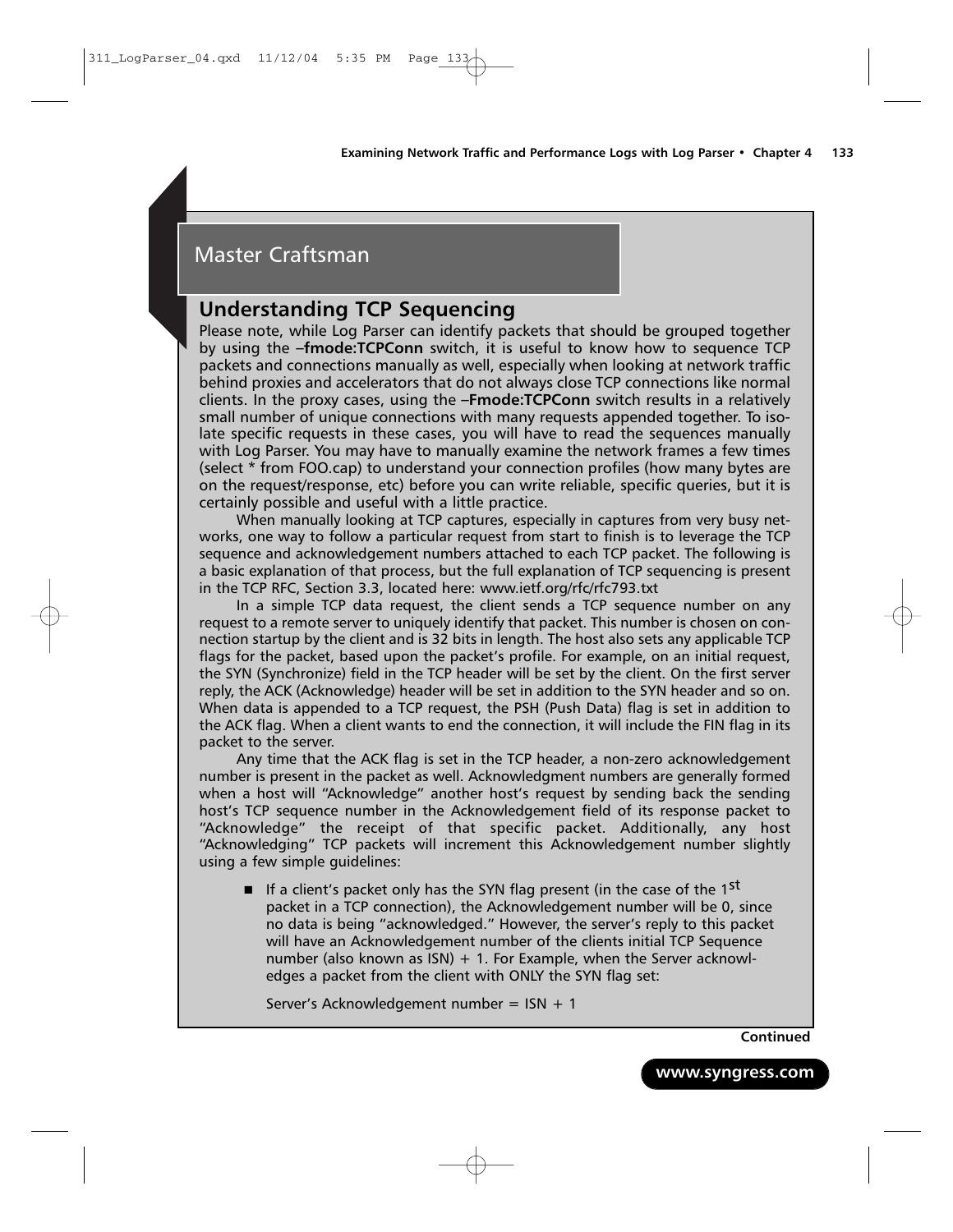## Master Craftsman

### Understanding TCP Sequencing

Please note, while Log Parser can identify packets that should be grouped together by using the **–fmode:TCPConn** switch, it is useful to know how to sequence TCP packets and connections manually as well, especially when looking at network traffic behind proxies and accelerators that do not always close TCP connections like normal clients. In the proxy cases, using the **–Fmode:TCPConn** switch results in a relatively small number of unique connections with many requests appended together. To isolate specific requests in these cases, you will have to read the sequences manually with Log Parser. You may have to manually examine the network frames a few times (select * from FOO.cap) to understand your connection profiles (how many bytes are on the request/response, etc) before you can write reliable, specific queries, but it is certainly possible and useful with a little practice.

When manually looking at TCP captures, especially in captures from very busy networks, one way to follow a particular request from start to finish is to leverage the TCP sequence and acknowledgement numbers attached to each TCP packet. The following is a basic explanation of that process, but the full explanation of TCP sequencing is present in the TCP RFC, Section 3.3, located here: www.ietf.org/rfc/rfc793.txt

In a simple TCP data request, the client sends a TCP sequence number on any request to a remote server to uniquely identify that packet. This number is chosen on connection startup by the client and is 32 bits in length. The host also sets any applicable TCP flags for the packet, based upon the packet's profile. For example, on an initial request, the SYN (Synchronize) field in the TCP header will be set by the client. On the first server reply, the ACK (Acknowledge) header will be set in addition to the SYN header and so on. When data is appended to a TCP request, the PSH (Push Data) flag is set in addition to the ACK flag. When a client wants to end the connection, it will include the FIN flag in its packet to the server.

Any time that the ACK flag is set in the TCP header, a non-zero acknowledgement number is present in the packet as well. Acknowledgment numbers are generally formed when a host will "Acknowledge" another host's request by sending back the sending host's TCP sequence number in the Acknowledgement field of its response packet to "Acknowledge" the receipt of that specific packet. Additionally, any host "Acknowledging" TCP packets will increment this Acknowledgement number slightly using a few simple guidelines:

- If a client's packet only has the SYN flag present (in the case of the 1st packet in a TCP connection), the Acknowledgement number will be 0, since no data is being "acknowledged." However, the server's reply to this packet will have an Acknowledgement number of the clients initial TCP Sequence number (also known as ISN) + 1. For Example, when the Server acknowledges a packet from the client with ONLY the SYN flag set:

  Server's Acknowledgement number = ISN + 1

**Continued**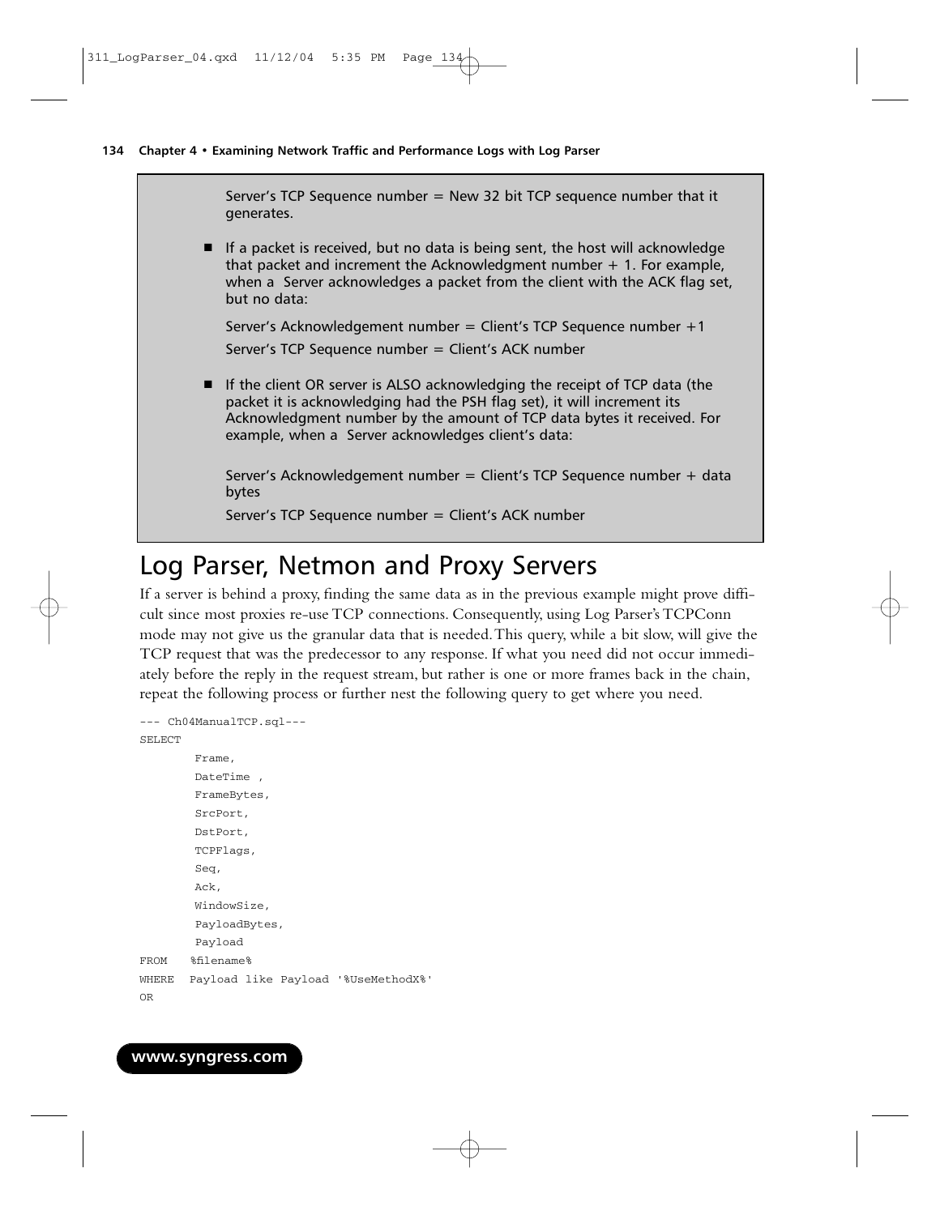Server's TCP Sequence number = New 32 bit TCP sequence number that it generates.

- If a packet is received, but no data is being sent, the host will acknowledge that packet and increment the Acknowledgment number + 1. For example, when a Server acknowledges a packet from the client with the ACK flag set, but no data:

  Server's Acknowledgement number = Client's TCP Sequence number +1

  Server's TCP Sequence number = Client's ACK number

- If the client OR server is ALSO acknowledging the receipt of TCP data (the packet it is acknowledging had the PSH flag set), it will increment its Acknowledgment number by the amount of TCP data bytes it received. For example, when a Server acknowledges client's data:

  Server's Acknowledgement number = Client's TCP Sequence number + data bytes

  Server's TCP Sequence number = Client's ACK number

# Log Parser, Netmon and Proxy Servers

If a server is behind a proxy, finding the same data as in the previous example might prove difficult since most proxies re-use TCP connections. Consequently, using Log Parser's TCPConn mode may not give us the granular data that is needed. This query, while a bit slow, will give the TCP request that was the predecessor to any response. If what you need did not occur immediately before the reply in the request stream, but rather is one or more frames back in the chain, repeat the following process or further nest the following query to get where you need.

```
--- Ch04ManualTCP.sql---
SELECT
        Frame,
        DateTime ,
        FrameBytes,
        SrcPort,
        DstPort,
        TCPFlags,
        Seq,
        Ack,
        WindowSize,
        PayloadBytes,
        Payload
FROM    %filename%
WHERE   Payload like Payload '%UseMethodX%'
OR
```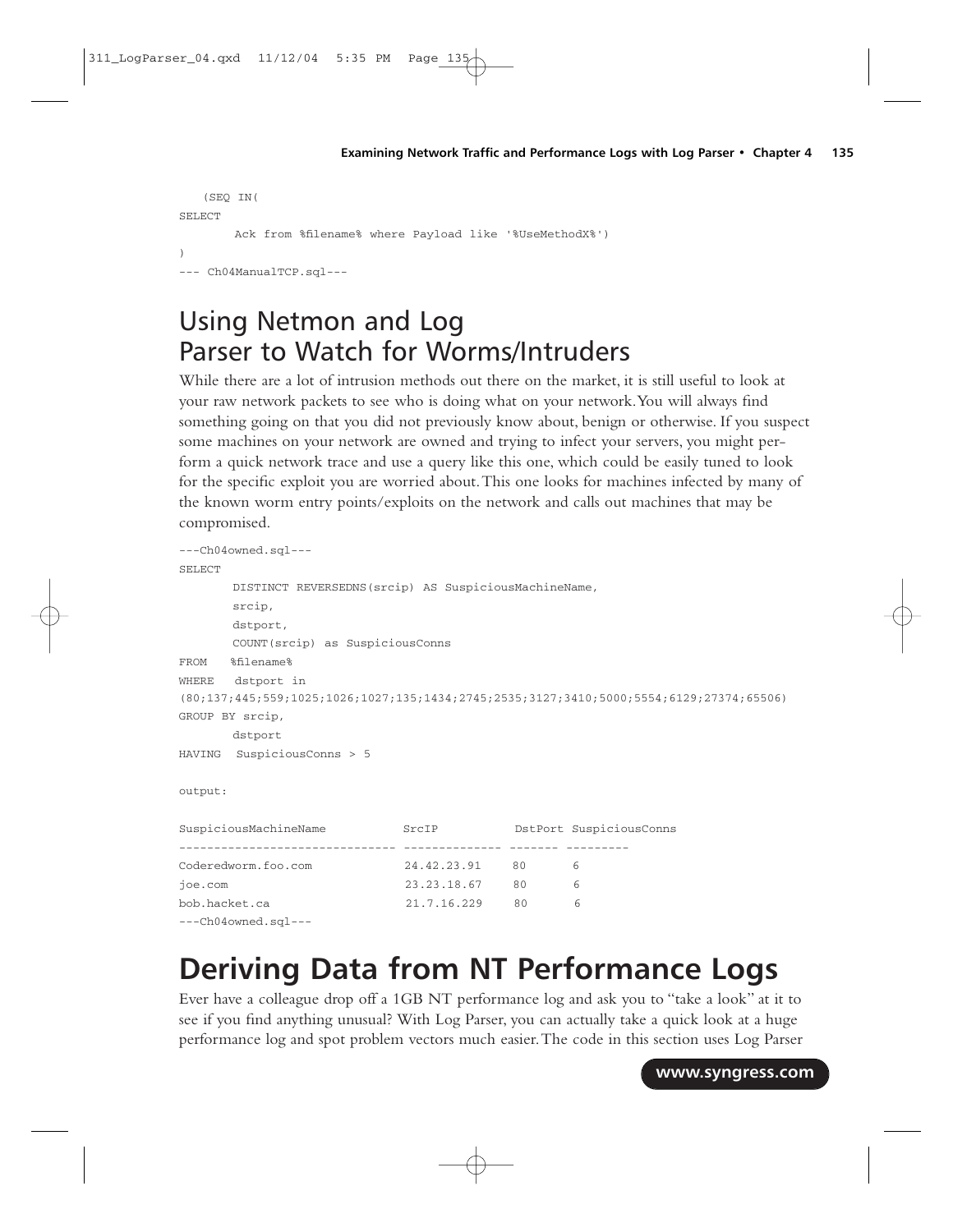```
   (SEQ IN(
SELECT
       Ack from %filename% where Payload like '%UseMethodX%')
)
--- Ch04ManualTCP.sql---
```

## Using Netmon and Log Parser to Watch for Worms/Intruders

While there are a lot of intrusion methods out there on the market, it is still useful to look at your raw network packets to see who is doing what on your network. You will always find something going on that you did not previously know about, benign or otherwise. If you suspect some machines on your network are owned and trying to infect your servers, you might perform a quick network trace and use a query like this one, which could be easily tuned to look for the specific exploit you are worried about. This one looks for machines infected by many of the known worm entry points/exploits on the network and calls out machines that may be compromised.

```
---Ch04owned.sql---
SELECT
       DISTINCT REVERSEDNS(srcip) AS SuspiciousMachineName,
       srcip,
       dstport,
       COUNT(srcip) as SuspiciousConns
FROM   %filename%
WHERE  dstport in
(80;137;445;559;1025;1026;1027;135;1434;2745;2535;3127;3410;5000;5554;6129;27374;65506)
GROUP BY srcip,
       dstport
HAVING  SuspiciousConns > 5

output:

SuspiciousMachineName          SrcIP         DstPort SuspiciousConns
------------------------------ ------------- ------- ---------
Coderedworm.foo.com            24.42.23.91    80      6
joe.com                        23.23.18.67    80      6
bob.hacket.ca                  21.7.16.229    80      6
---Ch04owned.sql---
```

# Deriving Data from NT Performance Logs

Ever have a colleague drop off a 1GB NT performance log and ask you to "take a look" at it to see if you find anything unusual? With Log Parser, you can actually take a quick look at a huge performance log and spot problem vectors much easier. The code in this section uses Log Parser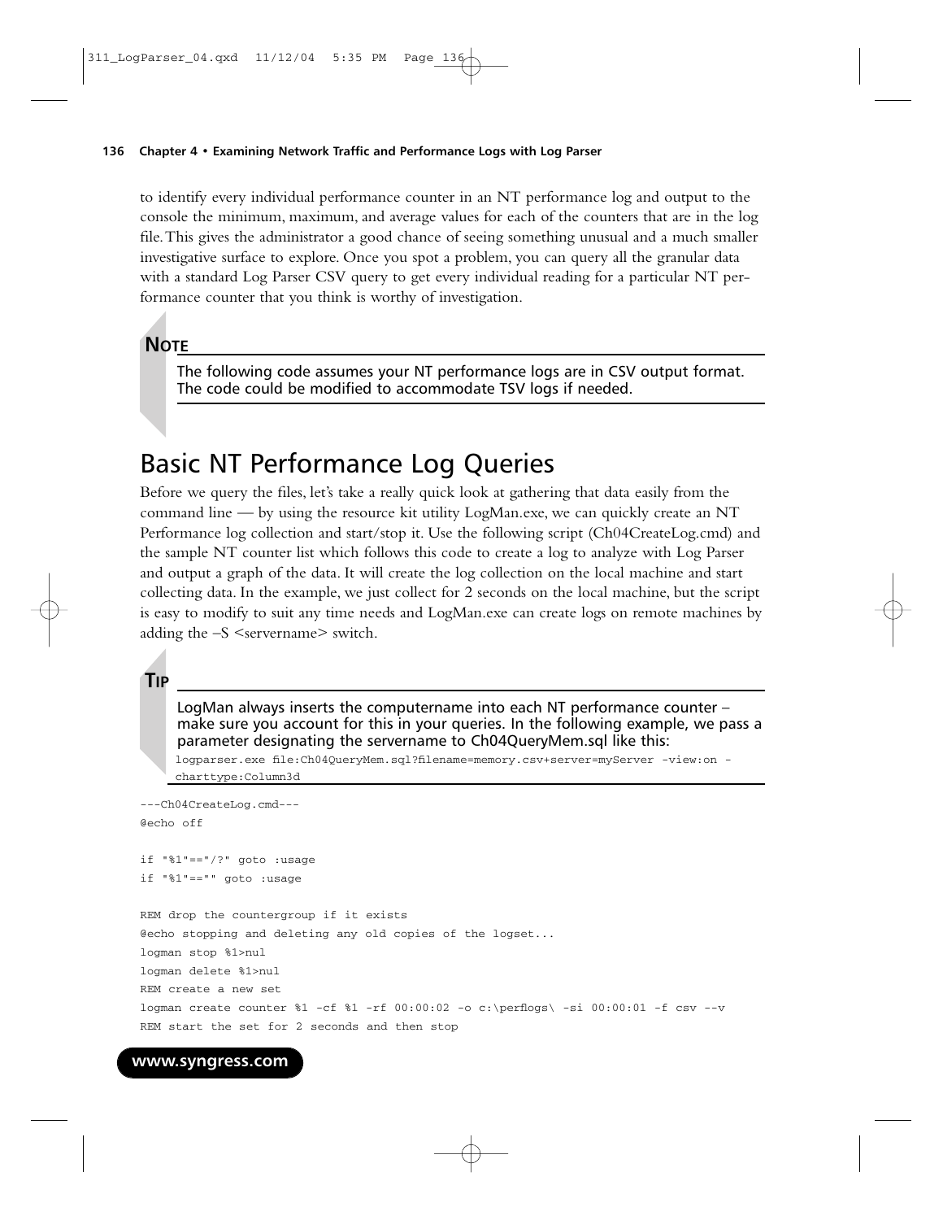to identify every individual performance counter in an NT performance log and output to the console the minimum, maximum, and average values for each of the counters that are in the log file. This gives the administrator a good chance of seeing something unusual and a much smaller investigative surface to explore. Once you spot a problem, you can query all the granular data with a standard Log Parser CSV query to get every individual reading for a particular NT performance counter that you think is worthy of investigation.

**NOTE**

The following code assumes your NT performance logs are in CSV output format. The code could be modified to accommodate TSV logs if needed.

## Basic NT Performance Log Queries

Before we query the files, let's take a really quick look at gathering that data easily from the command line — by using the resource kit utility LogMan.exe, we can quickly create an NT Performance log collection and start/stop it. Use the following script (Ch04CreateLog.cmd) and the sample NT counter list which follows this code to create a log to analyze with Log Parser and output a graph of the data. It will create the log collection on the local machine and start collecting data. In the example, we just collect for 2 seconds on the local machine, but the script is easy to modify to suit any time needs and LogMan.exe can create logs on remote machines by adding the –S <servername> switch.

**TIP**

LogMan always inserts the computername into each NT performance counter – make sure you account for this in your queries. In the following example, we pass a parameter designating the servername to Ch04QueryMem.sql like this:

```
logparser.exe file:Ch04QueryMem.sql?filename=memory.csv+server=myServer -view:on -charttype:Column3d
```

```
---Ch04CreateLog.cmd---
@echo off

if "%1"=="/?" goto :usage
if "%1"=="" goto :usage

REM drop the countergroup if it exists
@echo stopping and deleting any old copies of the logset...
logman stop %1>nul
logman delete %1>nul
REM create a new set
logman create counter %1 -cf %1 -rf 00:00:02 -o c:\perflogs\ -si 00:00:01 -f csv --v
REM start the set for 2 seconds and then stop
```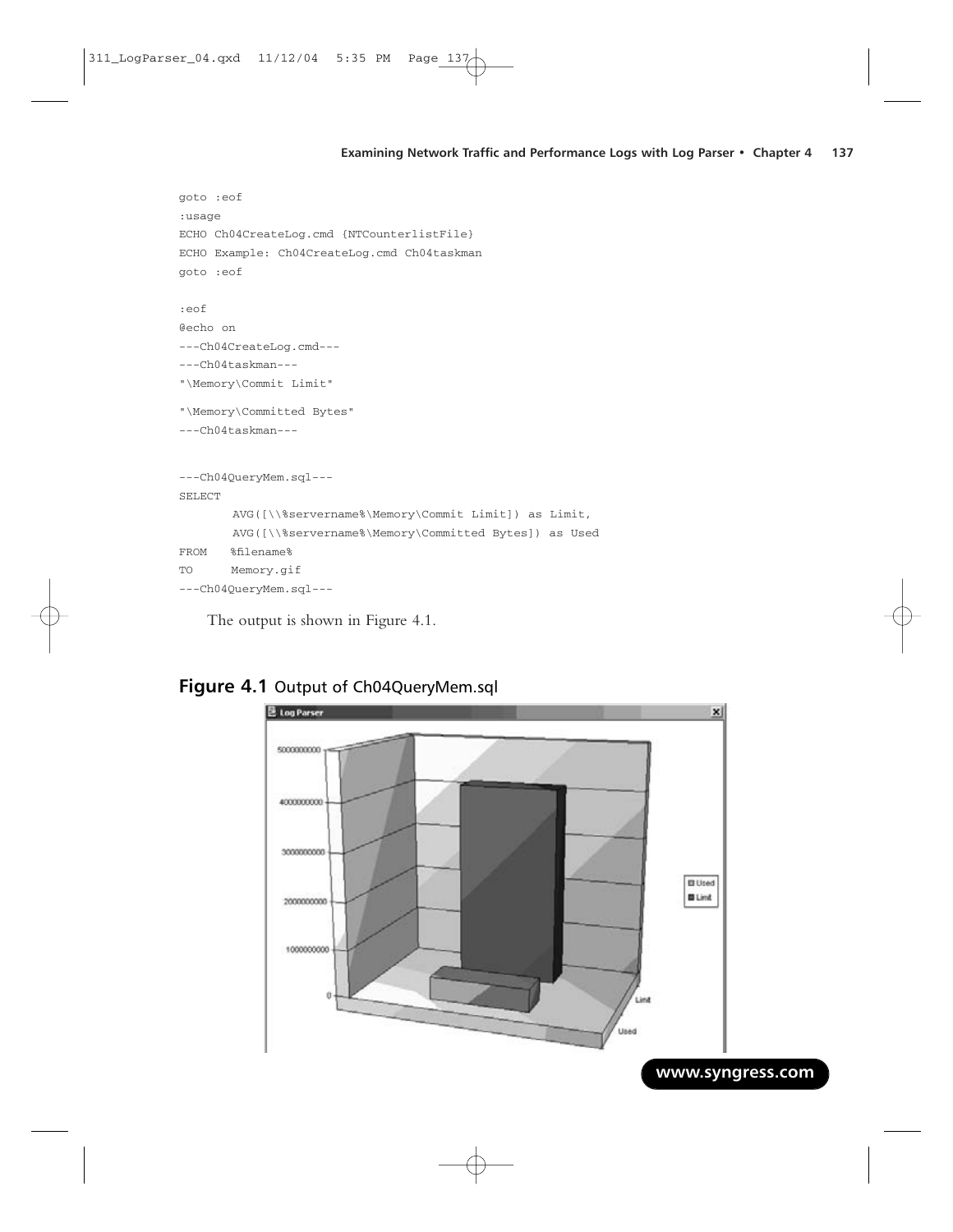```
goto :eof
:usage
ECHO Ch04CreateLog.cmd {NTCounterlistFile}
ECHO Example: Ch04CreateLog.cmd Ch04taskman
goto :eof

:eof
@echo on
---Ch04CreateLog.cmd---
---Ch04taskman---
"\Memory\Commit Limit"

"\Memory\Committed Bytes"
---Ch04taskman---


---Ch04QueryMem.sql---
SELECT
       AVG([\\%servername%\Memory\Commit Limit]) as Limit,
       AVG([\\%servername%\Memory\Committed Bytes]) as Used
FROM   %filename%
TO     Memory.gif
---Ch04QueryMem.sql---
```

The output is shown in Figure 4.1.

**Figure 4.1** Output of Ch04QueryMem.sql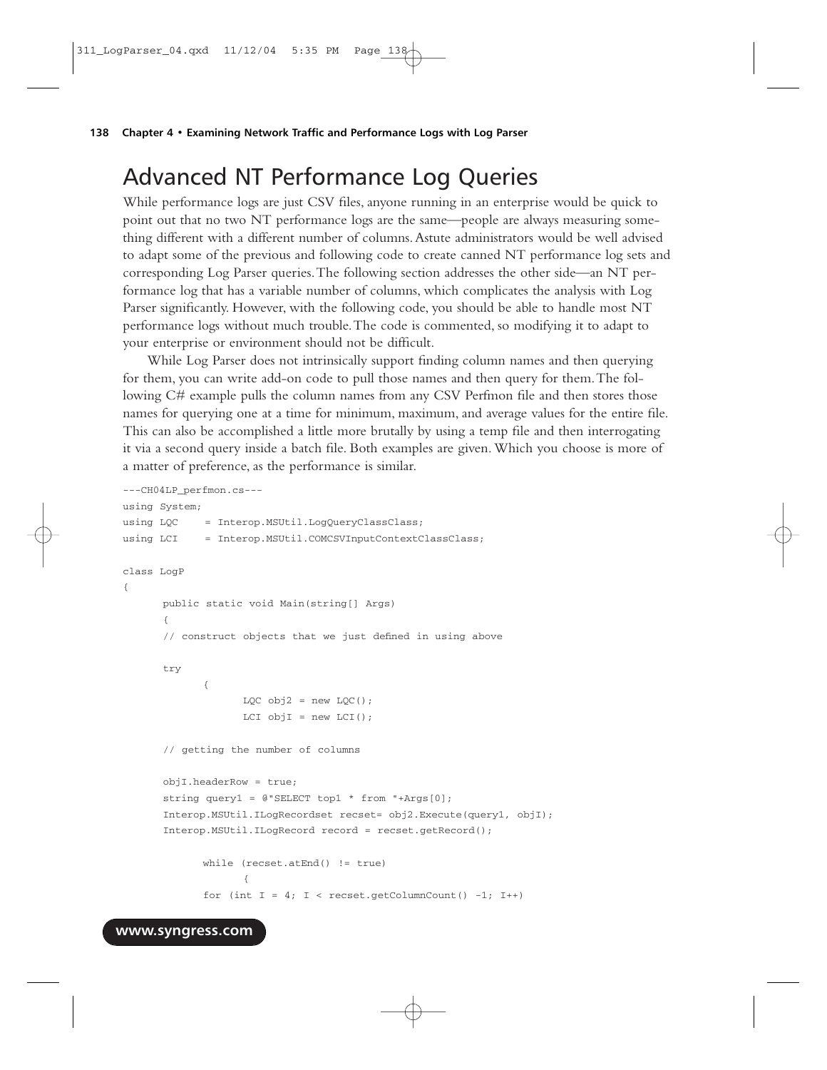# Advanced NT Performance Log Queries

While performance logs are just CSV files, anyone running in an enterprise would be quick to point out that no two NT performance logs are the same—people are always measuring something different with a different number of columns. Astute administrators would be well advised to adapt some of the previous and following code to create canned NT performance log sets and corresponding Log Parser queries. The following section addresses the other side—an NT performance log that has a variable number of columns, which complicates the analysis with Log Parser significantly. However, with the following code, you should be able to handle most NT performance logs without much trouble. The code is commented, so modifying it to adapt to your enterprise or environment should not be difficult.

While Log Parser does not intrinsically support finding column names and then querying for them, you can write add-on code to pull those names and then query for them. The following C# example pulls the column names from any CSV Perfmon file and then stores those names for querying one at a time for minimum, maximum, and average values for the entire file. This can also be accomplished a little more brutally by using a temp file and then interrogating it via a second query inside a batch file. Both examples are given. Which you choose is more of a matter of preference, as the performance is similar.

```
---CH04LP_perfmon.cs---
using System;
using LQC    = Interop.MSUtil.LogQueryClassClass;
using LCI    = Interop.MSUtil.COMCSVInputContextClassClass;

class LogP
{
      public static void Main(string[] Args)
      {
      // construct objects that we just defined in using above

      try
            {
                  LQC obj2 = new LQC();
                  LCI objI = new LCI();

      // getting the number of columns

      objI.headerRow = true;
      string query1 = @"SELECT top1 * from "+Args[0];
      Interop.MSUtil.ILogRecordset recset= obj2.Execute(query1, objI);
      Interop.MSUtil.ILogRecord record = recset.getRecord();

            while (recset.atEnd() != true)
                  {
            for (int I = 4; I < recset.getColumnCount() -1; I++)
```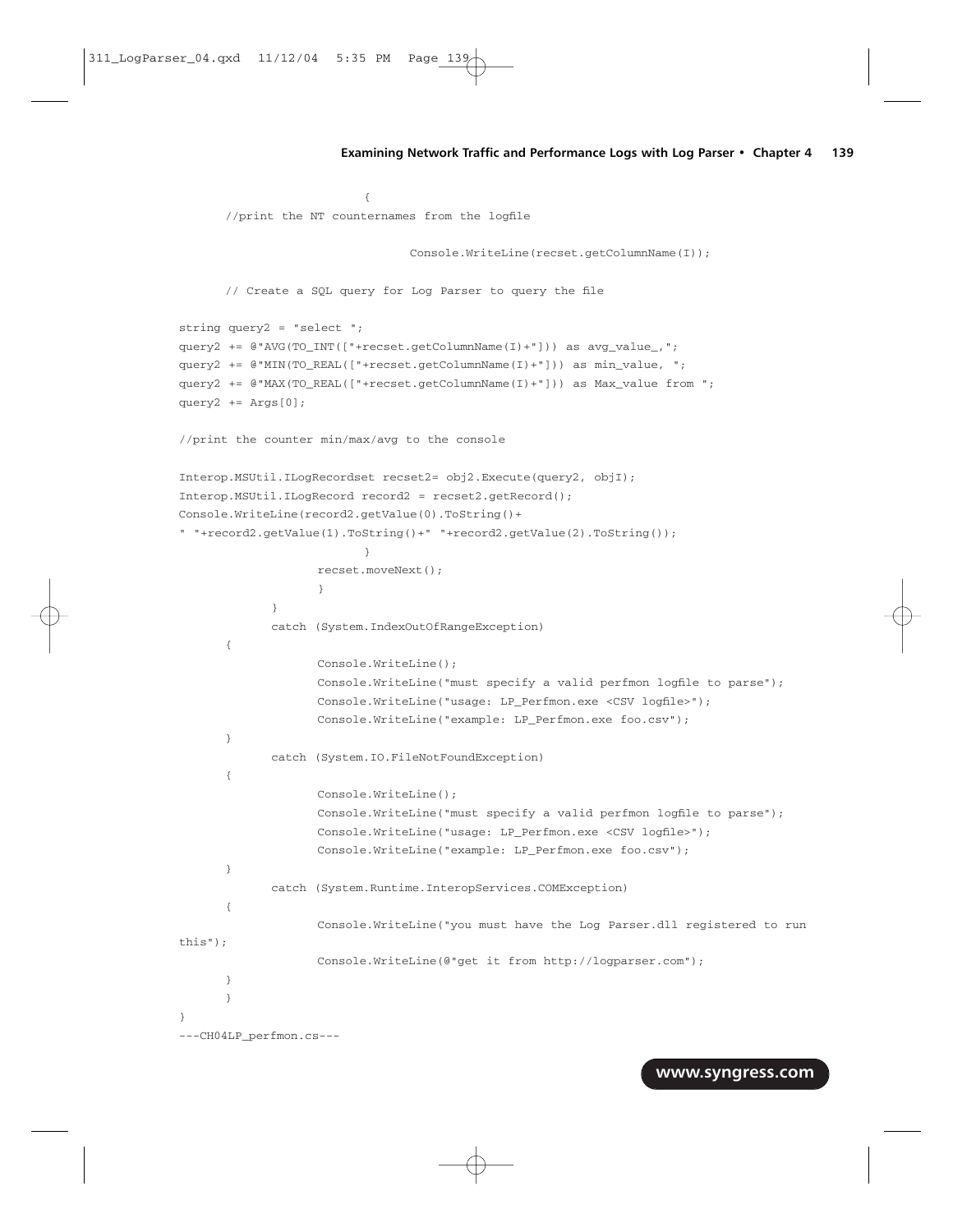```
                        {
        //print the NT counternames from the logfile

                                Console.WriteLine(recset.getColumnName(I));

        // Create a SQL query for Log Parser to query the file

string query2 = "select ";
query2 += @"AVG(TO_INT(["+recset.getColumnName(I)+"])) as avg_value_,";
query2 += @"MIN(TO_REAL(["+recset.getColumnName(I)+"])) as min_value, ";
query2 += @"MAX(TO_REAL(["+recset.getColumnName(I)+"])) as Max_value from ";
query2 += Args[0];

//print the counter min/max/avg to the console

Interop.MSUtil.ILogRecordset recset2= obj2.Execute(query2, objI);
Interop.MSUtil.ILogRecord record2 = recset2.getRecord();
Console.WriteLine(record2.getValue(0).ToString()+
" "+record2.getValue(1).ToString()+" "+record2.getValue(2).ToString());
                        }
                    recset.moveNext();
                    }
            }
            catch (System.IndexOutOfRangeException)
        {
                    Console.WriteLine();
                    Console.WriteLine("must specify a valid perfmon logfile to parse");
                    Console.WriteLine("usage: LP_Perfmon.exe <CSV logfile>");
                    Console.WriteLine("example: LP_Perfmon.exe foo.csv");
        }
            catch (System.IO.FileNotFoundException)
        {
                    Console.WriteLine();
                    Console.WriteLine("must specify a valid perfmon logfile to parse");
                    Console.WriteLine("usage: LP_Perfmon.exe <CSV logfile>");
                    Console.WriteLine("example: LP_Perfmon.exe foo.csv");
        }
            catch (System.Runtime.InteropServices.COMException)
        {
                    Console.WriteLine("you must have the Log Parser.dll registered to run
this");
                    Console.WriteLine(@"get it from http://logparser.com");
        }
        }
}
---CH04LP_perfmon.cs---
```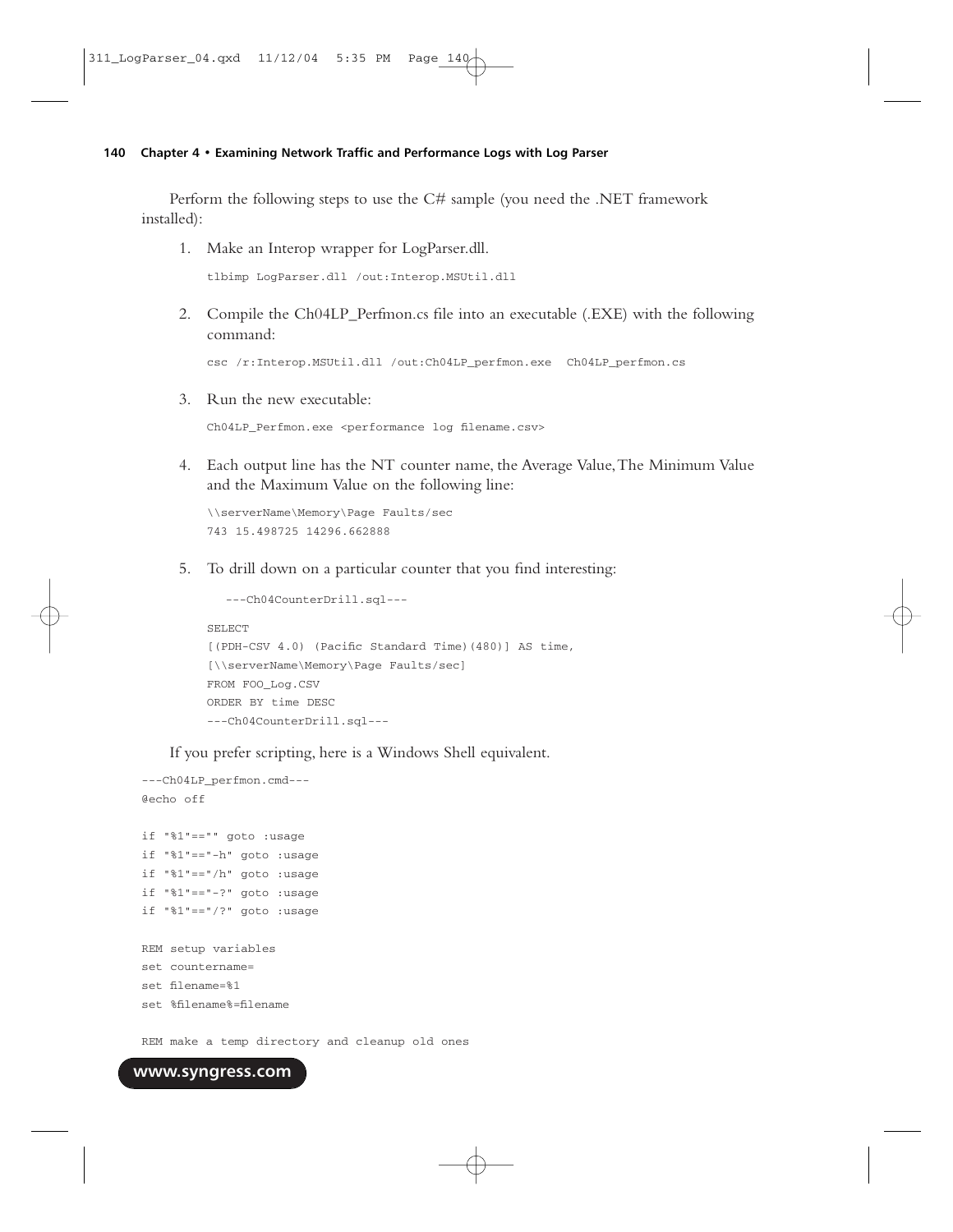Perform the following steps to use the C# sample (you need the .NET framework installed):

1. Make an Interop wrapper for LogParser.dll.

   ```
   tlbimp LogParser.dll /out:Interop.MSUtil.dll
   ```

2. Compile the Ch04LP_Perfmon.cs file into an executable (.EXE) with the following command:

   ```
   csc /r:Interop.MSUtil.dll /out:Ch04LP_perfmon.exe  Ch04LP_perfmon.cs
   ```

3. Run the new executable:

   ```
   Ch04LP_Perfmon.exe <performance log filename.csv>
   ```

4. Each output line has the NT counter name, the Average Value, The Minimum Value and the Maximum Value on the following line:

   ```
   \\serverName\Memory\Page Faults/sec
   743 15.498725 14296.662888
   ```

5. To drill down on a particular counter that you find interesting:

   ```
     ---Ch04CounterDrill.sql---

   SELECT
   [(PDH-CSV 4.0) (Pacific Standard Time)(480)] AS time,
   [\\serverName\Memory\Page Faults/sec]
   FROM FOO_Log.CSV
   ORDER BY time DESC
   ---Ch04CounterDrill.sql---
   ```

If you prefer scripting, here is a Windows Shell equivalent.

```
---Ch04LP_perfmon.cmd---
@echo off

if "%1"=="" goto :usage
if "%1"=="-h" goto :usage
if "%1"=="/h" goto :usage
if "%1"=="-?" goto :usage
if "%1"=="/?" goto :usage

REM setup variables
set countername=
set filename=%1
set %filename%=filename

REM make a temp directory and cleanup old ones
```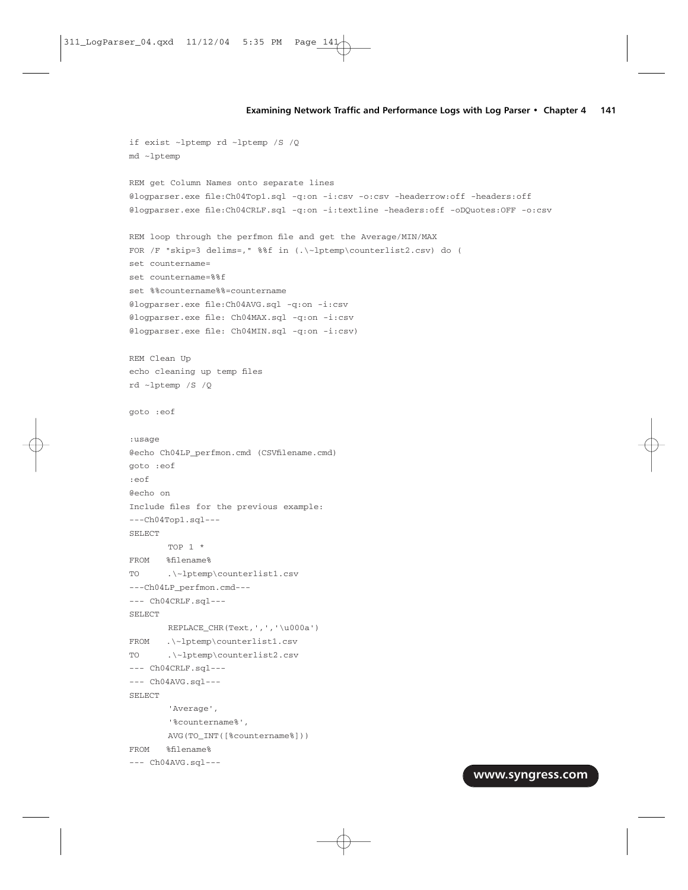```
if exist ~lptemp rd ~lptemp /S /Q
md ~lptemp

REM get Column Names onto separate lines
@logparser.exe file:Ch04Top1.sql -q:on -i:csv -o:csv -headerrow:off -headers:off
@logparser.exe file:Ch04CRLF.sql -q:on -i:textline -headers:off -oDQuotes:OFF -o:csv

REM loop through the perfmon file and get the Average/MIN/MAX
FOR /F "skip=3 delims=," %%f in (.\~lptemp\counterlist2.csv) do (
set countername=
set countername=%%f
set %%countername%%=countername
@logparser.exe file:Ch04AVG.sql -q:on -i:csv
@logparser.exe file: Ch04MAX.sql -q:on -i:csv
@logparser.exe file: Ch04MIN.sql -q:on -i:csv)

REM Clean Up
echo cleaning up temp files
rd ~lptemp /S /Q

goto :eof

:usage
@echo Ch04LP_perfmon.cmd (CSVfilename.cmd)
goto :eof
:eof
@echo on
Include files for the previous example:
---Ch04Top1.sql---
SELECT
       TOP 1 *
FROM   %filename%
TO     .\~lptemp\counterlist1.csv
---Ch04LP_perfmon.cmd---
--- Ch04CRLF.sql---
SELECT
       REPLACE_CHR(Text,',','\u000a')
FROM   .\~lptemp\counterlist1.csv
TO     .\~lptemp\counterlist2.csv
--- Ch04CRLF.sql---
--- Ch04AVG.sql---
SELECT
       'Average',
       '%countername%',
       AVG(TO_INT([%countername%]))
FROM   %filename%
--- Ch04AVG.sql---
```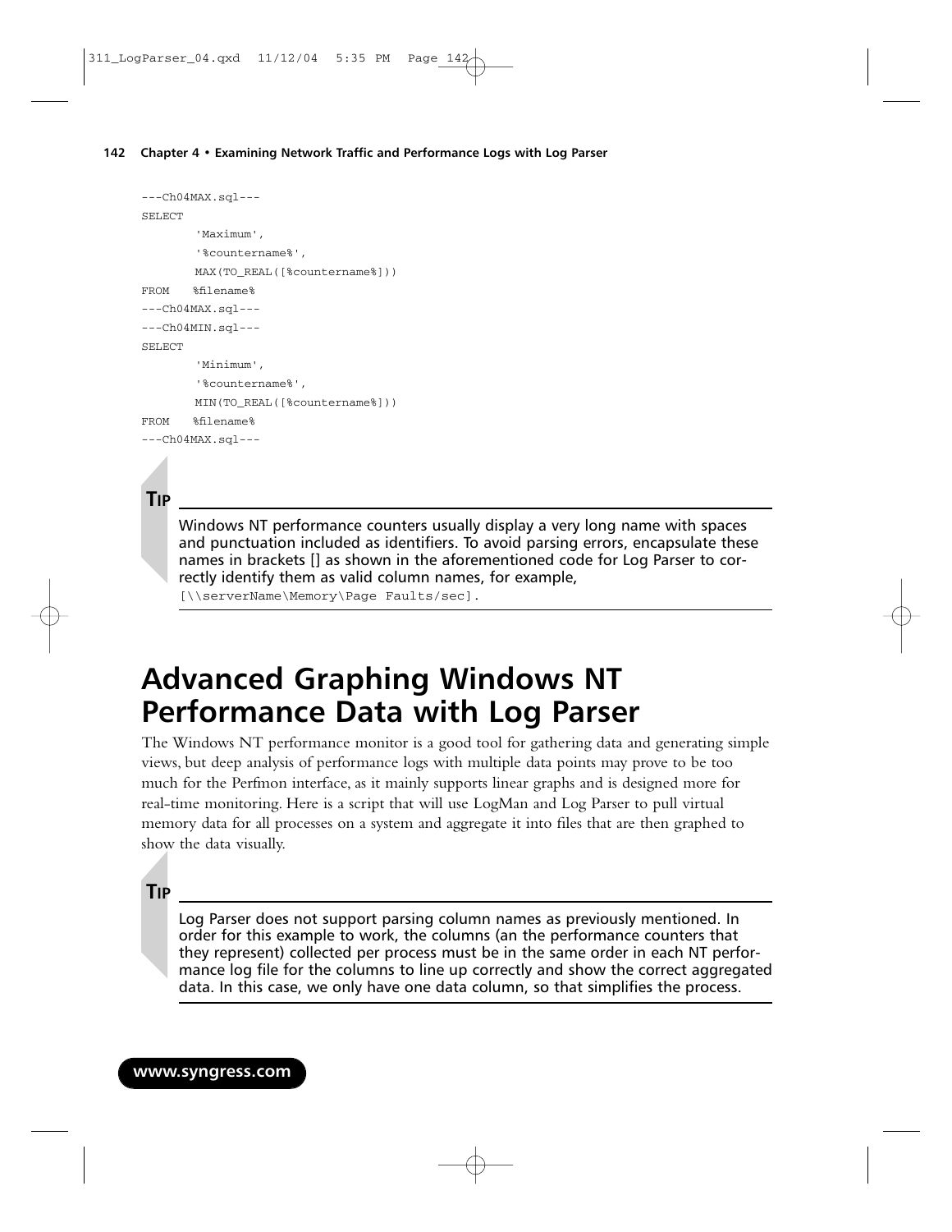```
---Ch04MAX.sql---
SELECT
        'Maximum',
        '%countername%',
        MAX(TO_REAL([%countername%]))
FROM    %filename%
---Ch04MAX.sql---
---Ch04MIN.sql---
SELECT
        'Minimum',
        '%countername%',
        MIN(TO_REAL([%countername%]))
FROM    %filename%
---Ch04MAX.sql---
```

**TIP**

Windows NT performance counters usually display a very long name with spaces and punctuation included as identifiers. To avoid parsing errors, encapsulate these names in brackets [] as shown in the aforementioned code for Log Parser to correctly identify them as valid column names, for example, `[\\serverName\Memory\Page Faults/sec]`.

# Advanced Graphing Windows NT Performance Data with Log Parser

The Windows NT performance monitor is a good tool for gathering data and generating simple views, but deep analysis of performance logs with multiple data points may prove to be too much for the Perfmon interface, as it mainly supports linear graphs and is designed more for real-time monitoring. Here is a script that will use LogMan and Log Parser to pull virtual memory data for all processes on a system and aggregate it into files that are then graphed to show the data visually.

**TIP**

Log Parser does not support parsing column names as previously mentioned. In order for this example to work, the columns (an the performance counters that they represent) collected per process must be in the same order in each NT performance log file for the columns to line up correctly and show the correct aggregated data. In this case, we only have one data column, so that simplifies the process.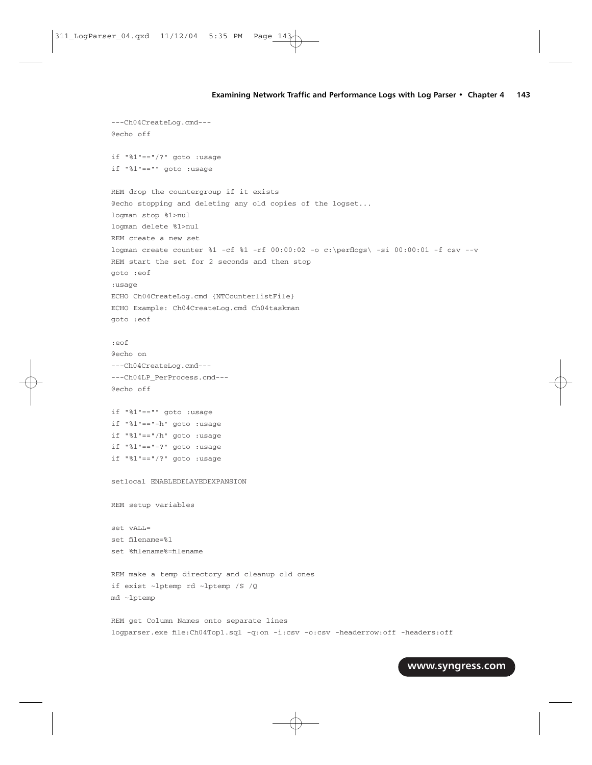```
---Ch04CreateLog.cmd---
@echo off

if "%1"=="/?" goto :usage
if "%1"=="" goto :usage

REM drop the countergroup if it exists
@echo stopping and deleting any old copies of the logset...
logman stop %1>nul
logman delete %1>nul
REM create a new set
logman create counter %1 -cf %1 -rf 00:00:02 -o c:\perflogs\ -si 00:00:01 -f csv --v
REM start the set for 2 seconds and then stop
goto :eof
:usage
ECHO Ch04CreateLog.cmd {NTCounterlistFile}
ECHO Example: Ch04CreateLog.cmd Ch04taskman
goto :eof

:eof
@echo on
---Ch04CreateLog.cmd---
---Ch04LP_PerProcess.cmd---
@echo off

if "%1"=="" goto :usage
if "%1"=="-h" goto :usage
if "%1"=="/h" goto :usage
if "%1"=="-?" goto :usage
if "%1"=="/?" goto :usage

setlocal ENABLEDELAYEDEXPANSION

REM setup variables

set vALL=
set filename=%1
set %filename%=filename

REM make a temp directory and cleanup old ones
if exist ~lptemp rd ~lptemp /S /Q
md ~lptemp

REM get Column Names onto separate lines
logparser.exe file:Ch04Top1.sql -q:on -i:csv -o:csv -headerrow:off -headers:off
```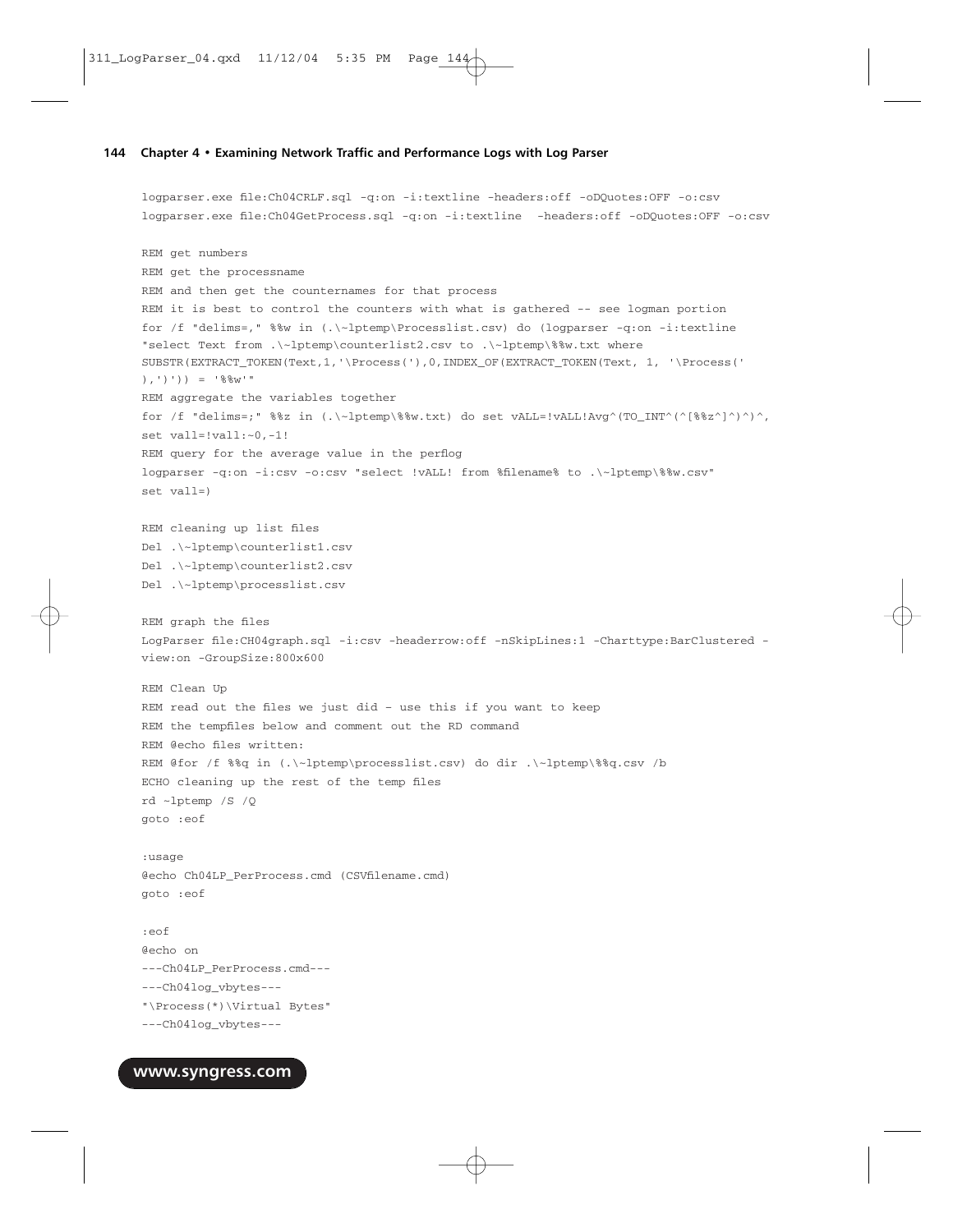```
logparser.exe file:Ch04CRLF.sql -q:on -i:textline -headers:off -oDQuotes:OFF -o:csv
logparser.exe file:Ch04GetProcess.sql -q:on -i:textline  -headers:off -oDQuotes:OFF -o:csv

REM get numbers
REM get the processname
REM and then get the counternames for that process
REM it is best to control the counters with what is gathered -- see logman portion
for /f "delims=," %%w in (.\~lptemp\Processlist.csv) do (logparser -q:on -i:textline
"select Text from .\~lptemp\counterlist2.csv to .\~lptemp\%%w.txt where
SUBSTR(EXTRACT_TOKEN(Text,1,'\Process('),0,INDEX_OF(EXTRACT_TOKEN(Text, 1, '\Process('
),')')) = '%%w'"
REM aggregate the variables together
for /f "delims=;" %%z in (.\~lptemp\%%w.txt) do set vALL=!vALL!Avg^(TO_INT^(^[%%z^]^)^)^,
set vall=!vall:~0,-1!
REM query for the average value in the perflog
logparser -q:on -i:csv -o:csv "select !vALL! from %filename% to .\~lptemp\%%w.csv"
set vall=)

REM cleaning up list files
Del .\~lptemp\counterlist1.csv
Del .\~lptemp\counterlist2.csv
Del .\~lptemp\processlist.csv

REM graph the files
LogParser file:CH04graph.sql -i:csv -headerrow:off -nSkipLines:1 -Charttype:BarClustered -
view:on -GroupSize:800x600

REM Clean Up
REM read out the files we just did - use this if you want to keep
REM the tempfiles below and comment out the RD command
REM @echo files written:
REM @for /f %%q in (.\~lptemp\processlist.csv) do dir .\~lptemp\%%q.csv /b
ECHO cleaning up the rest of the temp files
rd ~lptemp /S /Q
goto :eof

:usage
@echo Ch04LP_PerProcess.cmd (CSVfilename.cmd)
goto :eof

:eof
@echo on
---Ch04LP_PerProcess.cmd---
---Ch04log_vbytes---
"\Process(*)\Virtual Bytes"
---Ch04log_vbytes---
```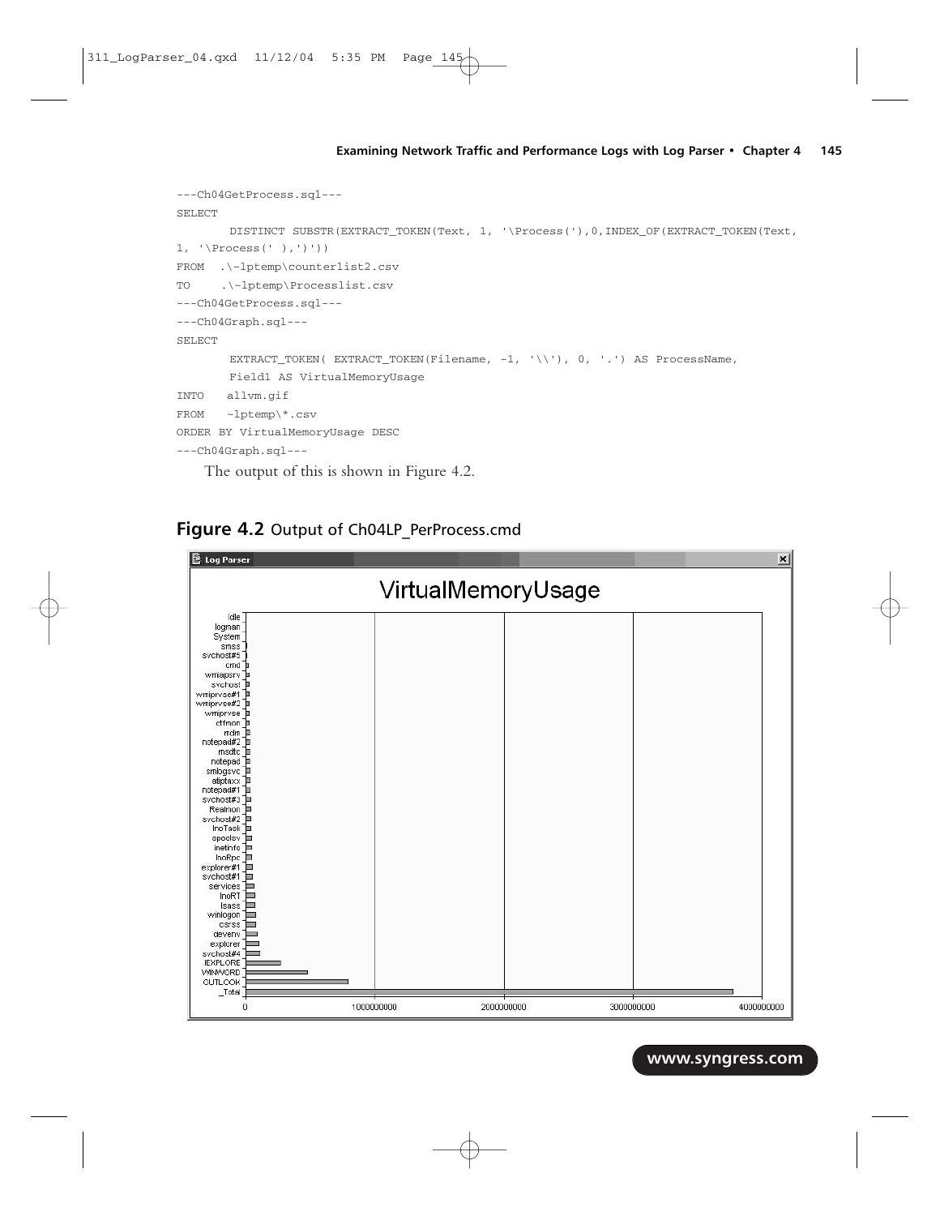```
---Ch04GetProcess.sql---
SELECT
       DISTINCT SUBSTR(EXTRACT_TOKEN(Text, 1, '\Process('),0,INDEX_OF(EXTRACT_TOKEN(Text,
1, '\Process(' ),')'))
FROM  .\~lptemp\counterlist2.csv
TO    .\~lptemp\Processlist.csv
---Ch04GetProcess.sql---
---Ch04Graph.sql---
SELECT
       EXTRACT_TOKEN( EXTRACT_TOKEN(Filename, -1, '\\'), 0, '.') AS ProcessName,
       Field1 AS VirtualMemoryUsage
INTO   allvm.gif
FROM   ~lptemp\*.csv
ORDER BY VirtualMemoryUsage DESC
---Ch04Graph.sql---
```

The output of this is shown in Figure 4.2.

**Figure 4.2** Output of Ch04LP_PerProcess.cmd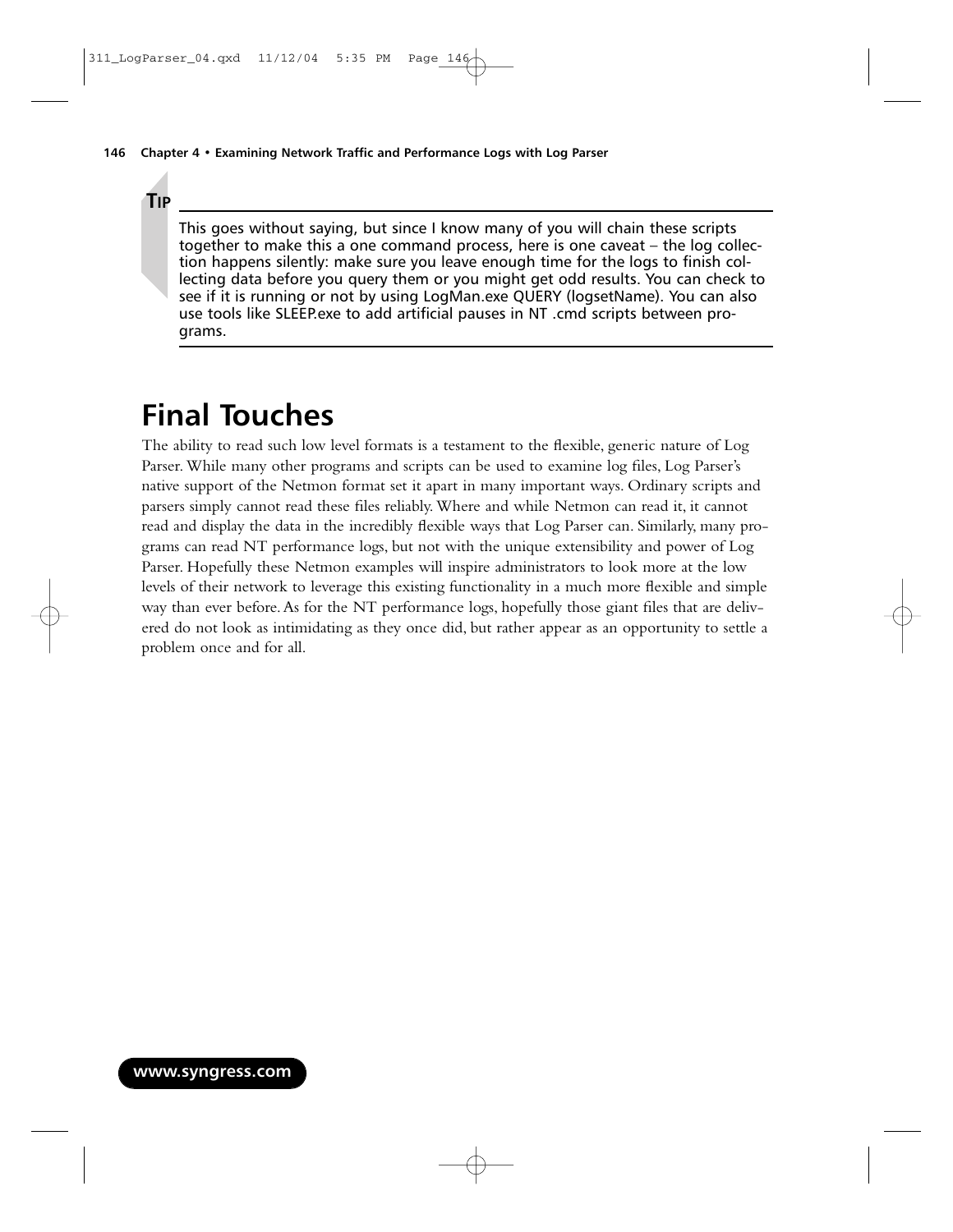**TIP**

This goes without saying, but since I know many of you will chain these scripts together to make this a one command process, here is one caveat – the log collection happens silently: make sure you leave enough time for the logs to finish collecting data before you query them or you might get odd results. You can check to see if it is running or not by using LogMan.exe QUERY (logsetName). You can also use tools like SLEEP.exe to add artificial pauses in NT .cmd scripts between programs.

# Final Touches

The ability to read such low level formats is a testament to the flexible, generic nature of Log Parser. While many other programs and scripts can be used to examine log files, Log Parser's native support of the Netmon format set it apart in many important ways. Ordinary scripts and parsers simply cannot read these files reliably. Where and while Netmon can read it, it cannot read and display the data in the incredibly flexible ways that Log Parser can. Similarly, many programs can read NT performance logs, but not with the unique extensibility and power of Log Parser. Hopefully these Netmon examples will inspire administrators to look more at the low levels of their network to leverage this existing functionality in a much more flexible and simple way than ever before. As for the NT performance logs, hopefully those giant files that are delivered do not look as intimidating as they once did, but rather appear as an opportunity to settle a problem once and for all.